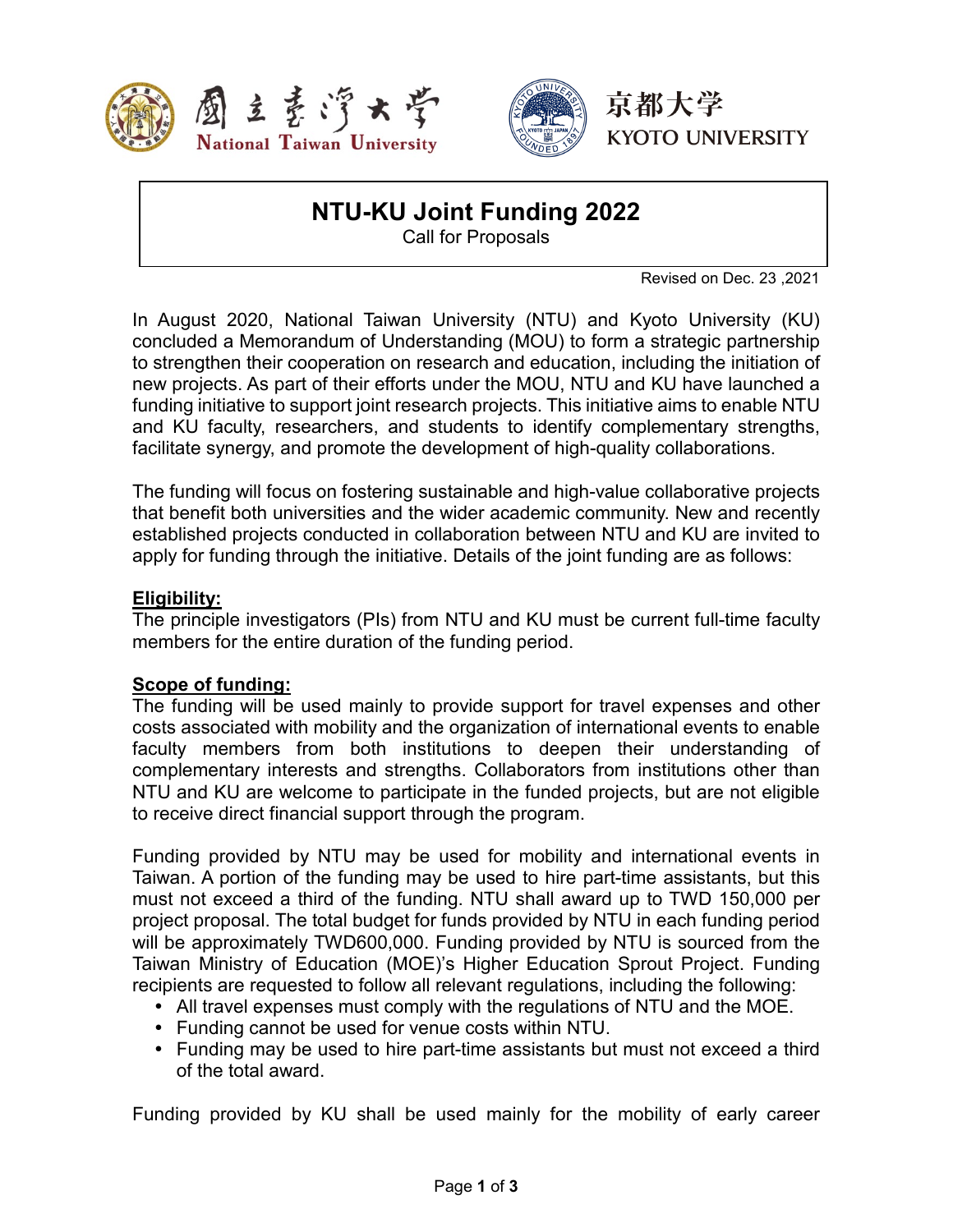国立臺灣大學 National Taiwan University

京都大学 KYOTO UNIVERSITY

# NTU-KU Joint Funding 2022

Call for Proposals

Revised on Dec. 23 ,2021

In August 2020, National Taiwan University (NTU) and Kyoto University (KU) concluded a Memorandum of Understanding (MOU) to form a strategic partnership to strengthen their cooperation on research and education, including the initiation of new projects. As part of their efforts under the MOU, NTU and KU have launched a funding initiative to support joint research projects. This initiative aims to enable NTU and KU faculty, researchers, and students to identify complementary strengths, facilitate synergy, and promote the development of high-quality collaborations.

The funding will focus on fostering sustainable and high-value collaborative projects that benefit both universities and the wider academic community. New and recently established projects conducted in collaboration between NTU and KU are invited to apply for funding through the initiative. Details of the joint funding are as follows:

**Eligibility:**

The principle investigators (PIs) from NTU and KU must be current full-time faculty members for the entire duration of the funding period.

**Scope of funding:**

The funding will be used mainly to provide support for travel expenses and other costs associated with mobility and the organization of international events to enable faculty members from both institutions to deepen their understanding of complementary interests and strengths. Collaborators from institutions other than NTU and KU are welcome to participate in the funded projects, but are not eligible to receive direct financial support through the program.

Funding provided by NTU may be used for mobility and international events in Taiwan. A portion of the funding may be used to hire part-time assistants, but this must not exceed a third of the funding. NTU shall award up to TWD 150,000 per project proposal. The total budget for funds provided by NTU in each funding period will be approximately TWD600,000. Funding provided by NTU is sourced from the Taiwan Ministry of Education (MOE)'s Higher Education Sprout Project. Funding recipients are requested to follow all relevant regulations, including the following:

- All travel expenses must comply with the regulations of NTU and the MOE.
- Funding cannot be used for venue costs within NTU.
- Funding may be used to hire part-time assistants but must not exceed a third of the total award.

Funding provided by KU shall be used mainly for the mobility of early career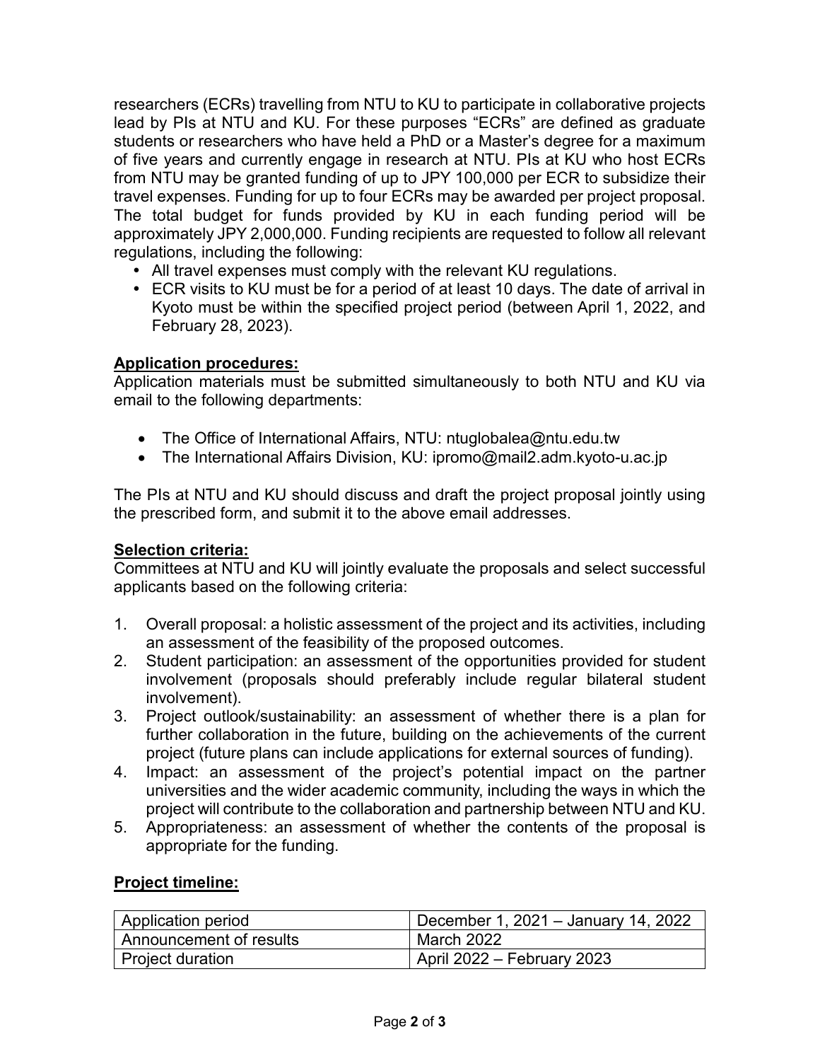researchers (ECRs) travelling from NTU to KU to participate in collaborative projects lead by PIs at NTU and KU. For these purposes "ECRs" are defined as graduate students or researchers who have held a PhD or a Master's degree for a maximum of five years and currently engage in research at NTU. PIs at KU who host ECRs from NTU may be granted funding of up to JPY 100,000 per ECR to subsidize their travel expenses. Funding for up to four ECRs may be awarded per project proposal. The total budget for funds provided by KU in each funding period will be approximately JPY 2,000,000. Funding recipients are requested to follow all relevant regulations, including the following:

- All travel expenses must comply with the relevant KU regulations.
- ECR visits to KU must be for a period of at least 10 days. The date of arrival in Kyoto must be within the specified project period (between April 1, 2022, and February 28, 2023).

**Application procedures:**

Application materials must be submitted simultaneously to both NTU and KU via email to the following departments:

- The Office of International Affairs, NTU: ntuglobalea@ntu.edu.tw
- The International Affairs Division, KU: ipromo@mail2.adm.kyoto-u.ac.jp

The PIs at NTU and KU should discuss and draft the project proposal jointly using the prescribed form, and submit it to the above email addresses.

**Selection criteria:**

Committees at NTU and KU will jointly evaluate the proposals and select successful applicants based on the following criteria:

1. Overall proposal: a holistic assessment of the project and its activities, including an assessment of the feasibility of the proposed outcomes.
2. Student participation: an assessment of the opportunities provided for student involvement (proposals should preferably include regular bilateral student involvement).
3. Project outlook/sustainability: an assessment of whether there is a plan for further collaboration in the future, building on the achievements of the current project (future plans can include applications for external sources of funding).
4. Impact: an assessment of the project's potential impact on the partner universities and the wider academic community, including the ways in which the project will contribute to the collaboration and partnership between NTU and KU.
5. Appropriateness: an assessment of whether the contents of the proposal is appropriate for the funding.

**Project timeline:**

| Application period | December 1, 2021 – January 14, 2022 |
|---|---|
| Announcement of results | March 2022 |
| Project duration | April 2022 – February 2023 |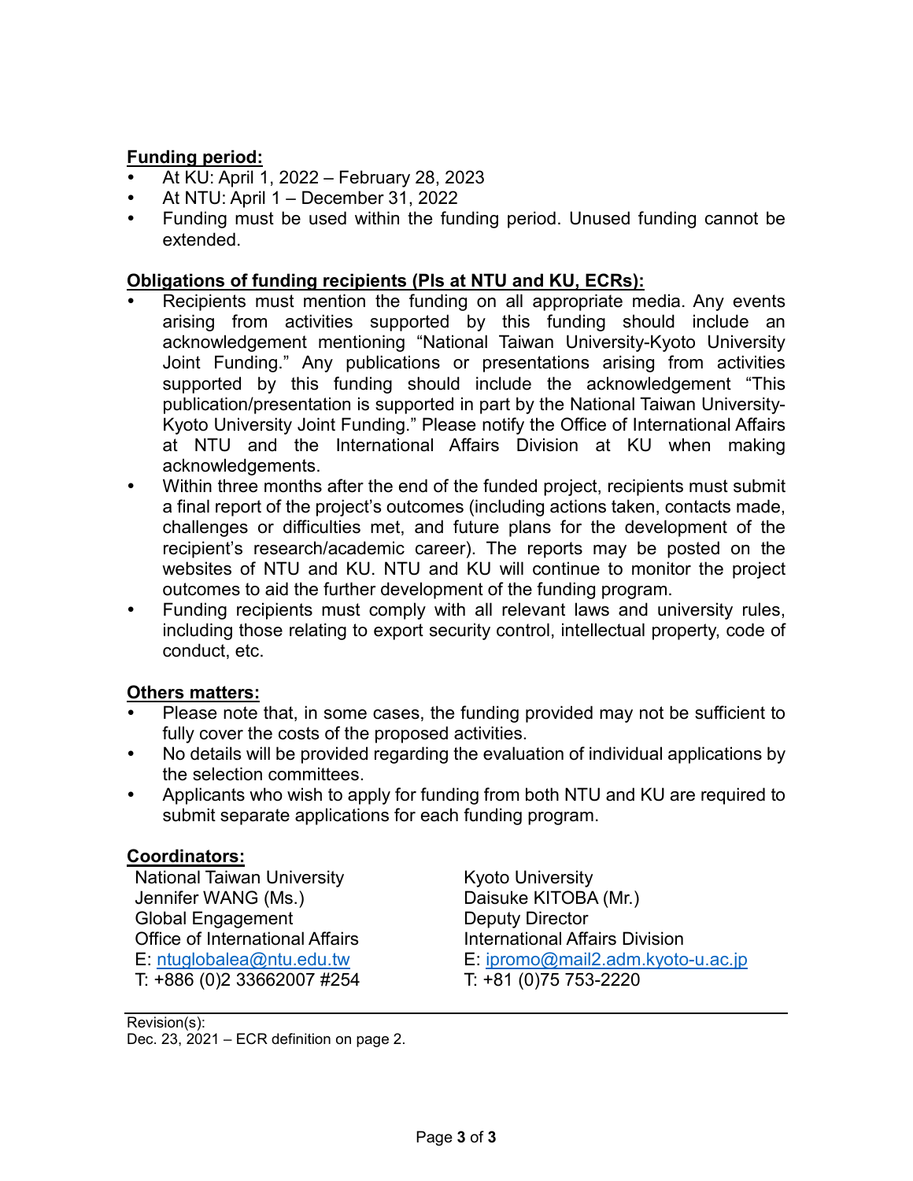**Funding period:**

- At KU: April 1, 2022 – February 28, 2023
- At NTU: April 1 – December 31, 2022
- Funding must be used within the funding period. Unused funding cannot be extended.

**Obligations of funding recipients (PIs at NTU and KU, ECRs):**

- Recipients must mention the funding on all appropriate media. Any events arising from activities supported by this funding should include an acknowledgement mentioning "National Taiwan University-Kyoto University Joint Funding." Any publications or presentations arising from activities supported by this funding should include the acknowledgement "This publication/presentation is supported in part by the National Taiwan University-Kyoto University Joint Funding." Please notify the Office of International Affairs at NTU and the International Affairs Division at KU when making acknowledgements.
- Within three months after the end of the funded project, recipients must submit a final report of the project's outcomes (including actions taken, contacts made, challenges or difficulties met, and future plans for the development of the recipient's research/academic career). The reports may be posted on the websites of NTU and KU. NTU and KU will continue to monitor the project outcomes to aid the further development of the funding program.
- Funding recipients must comply with all relevant laws and university rules, including those relating to export security control, intellectual property, code of conduct, etc.

**Others matters:**

- Please note that, in some cases, the funding provided may not be sufficient to fully cover the costs of the proposed activities.
- No details will be provided regarding the evaluation of individual applications by the selection committees.
- Applicants who wish to apply for funding from both NTU and KU are required to submit separate applications for each funding program.

**Coordinators:**

National Taiwan University
Jennifer WANG (Ms.)
Global Engagement
Office of International Affairs
E: ntuglobalea@ntu.edu.tw
T: +886 (0)2 33662007 #254

Kyoto University
Daisuke KITOBA (Mr.)
Deputy Director
International Affairs Division
E: ipromo@mail2.adm.kyoto-u.ac.jp
T: +81 (0)75 753-2220

---

Revision(s):
Dec. 23, 2021 – ECR definition on page 2.